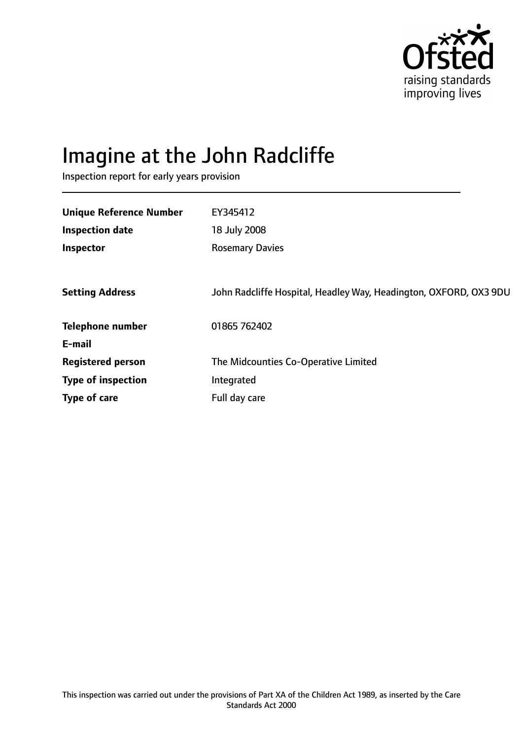Ofsted
raising standards
improving lives

# Imagine at the John Radcliffe

Inspection report for early years provision

| | |
|---|---|
| **Unique Reference Number** | EY345412 |
| **Inspection date** | 18 July 2008 |
| **Inspector** | Rosemary Davies |
| | |
| **Setting Address** | John Radcliffe Hospital, Headley Way, Headington, OXFORD, OX3 9DU |
| | |
| **Telephone number** | 01865 762402 |
| **E-mail** | |
| **Registered person** | The Midcounties Co-Operative Limited |
| **Type of inspection** | Integrated |
| **Type of care** | Full day care |

This inspection was carried out under the provisions of Part XA of the Children Act 1989, as inserted by the Care Standards Act 2000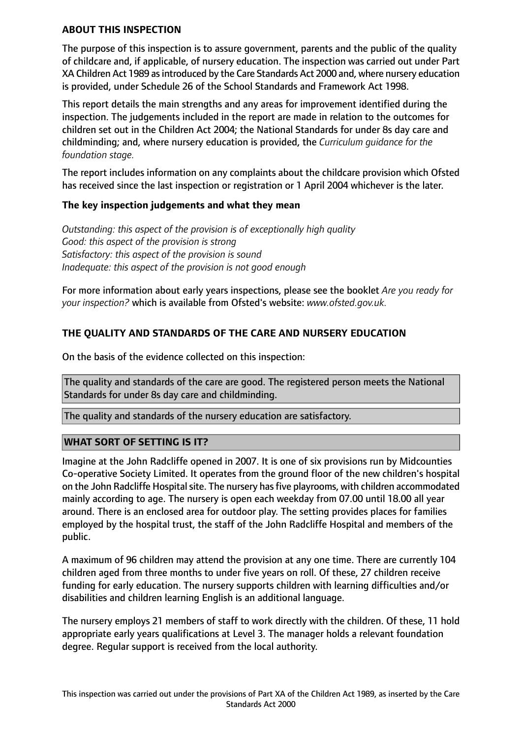## ABOUT THIS INSPECTION

The purpose of this inspection is to assure government, parents and the public of the quality of childcare and, if applicable, of nursery education. The inspection was carried out under Part XA Children Act 1989 as introduced by the Care Standards Act 2000 and, where nursery education is provided, under Schedule 26 of the School Standards and Framework Act 1998.

This report details the main strengths and any areas for improvement identified during the inspection. The judgements included in the report are made in relation to the outcomes for children set out in the Children Act 2004; the National Standards for under 8s day care and childminding; and, where nursery education is provided, the *Curriculum guidance for the foundation stage.*

The report includes information on any complaints about the childcare provision which Ofsted has received since the last inspection or registration or 1 April 2004 whichever is the later.

### The key inspection judgements and what they mean

*Outstanding: this aspect of the provision is of exceptionally high quality*
*Good: this aspect of the provision is strong*
*Satisfactory: this aspect of the provision is sound*
*Inadequate: this aspect of the provision is not good enough*

For more information about early years inspections, please see the booklet *Are you ready for your inspection?* which is available from Ofsted's website: *www.ofsted.gov.uk.*

## THE QUALITY AND STANDARDS OF THE CARE AND NURSERY EDUCATION

On the basis of the evidence collected on this inspection:

The quality and standards of the care are good. The registered person meets the National Standards for under 8s day care and childminding.

The quality and standards of the nursery education are satisfactory.

## WHAT SORT OF SETTING IS IT?

Imagine at the John Radcliffe opened in 2007. It is one of six provisions run by Midcounties Co-operative Society Limited. It operates from the ground floor of the new children's hospital on the John Radcliffe Hospital site. The nursery has five playrooms, with children accommodated mainly according to age. The nursery is open each weekday from 07.00 until 18.00 all year around. There is an enclosed area for outdoor play. The setting provides places for families employed by the hospital trust, the staff of the John Radcliffe Hospital and members of the public.

A maximum of 96 children may attend the provision at any one time. There are currently 104 children aged from three months to under five years on roll. Of these, 27 children receive funding for early education. The nursery supports children with learning difficulties and/or disabilities and children learning English is an additional language.

The nursery employs 21 members of staff to work directly with the children. Of these, 11 hold appropriate early years qualifications at Level 3. The manager holds a relevant foundation degree. Regular support is received from the local authority.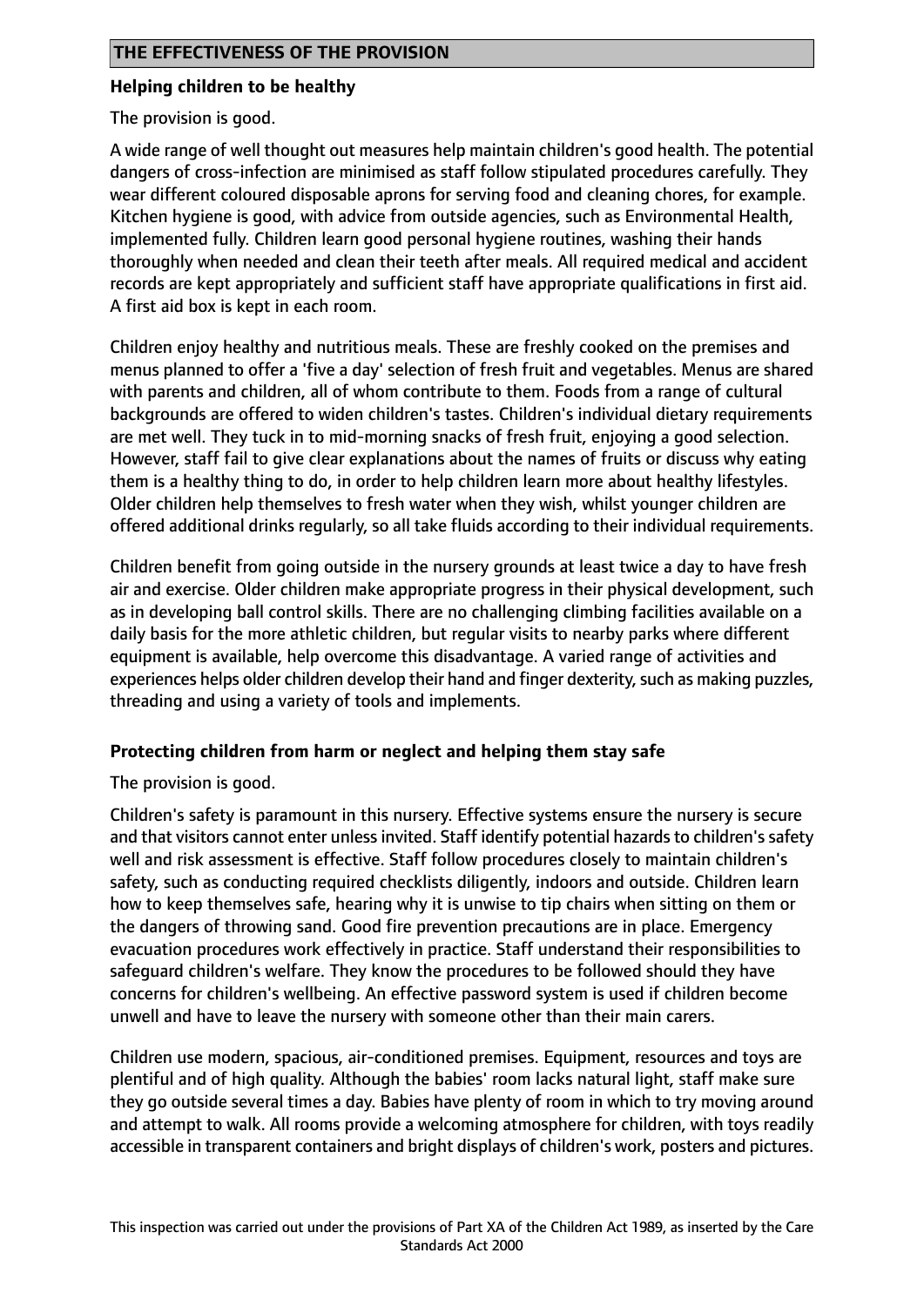## THE EFFECTIVENESS OF THE PROVISION

### Helping children to be healthy

The provision is good.

A wide range of well thought out measures help maintain children's good health. The potential dangers of cross-infection are minimised as staff follow stipulated procedures carefully. They wear different coloured disposable aprons for serving food and cleaning chores, for example. Kitchen hygiene is good, with advice from outside agencies, such as Environmental Health, implemented fully. Children learn good personal hygiene routines, washing their hands thoroughly when needed and clean their teeth after meals. All required medical and accident records are kept appropriately and sufficient staff have appropriate qualifications in first aid. A first aid box is kept in each room.

Children enjoy healthy and nutritious meals. These are freshly cooked on the premises and menus planned to offer a 'five a day' selection of fresh fruit and vegetables. Menus are shared with parents and children, all of whom contribute to them. Foods from a range of cultural backgrounds are offered to widen children's tastes. Children's individual dietary requirements are met well. They tuck in to mid-morning snacks of fresh fruit, enjoying a good selection. However, staff fail to give clear explanations about the names of fruits or discuss why eating them is a healthy thing to do, in order to help children learn more about healthy lifestyles. Older children help themselves to fresh water when they wish, whilst younger children are offered additional drinks regularly, so all take fluids according to their individual requirements.

Children benefit from going outside in the nursery grounds at least twice a day to have fresh air and exercise. Older children make appropriate progress in their physical development, such as in developing ball control skills. There are no challenging climbing facilities available on a daily basis for the more athletic children, but regular visits to nearby parks where different equipment is available, help overcome this disadvantage. A varied range of activities and experiences helps older children develop their hand and finger dexterity, such as making puzzles, threading and using a variety of tools and implements.

### Protecting children from harm or neglect and helping them stay safe

The provision is good.

Children's safety is paramount in this nursery. Effective systems ensure the nursery is secure and that visitors cannot enter unless invited. Staff identify potential hazards to children's safety well and risk assessment is effective. Staff follow procedures closely to maintain children's safety, such as conducting required checklists diligently, indoors and outside. Children learn how to keep themselves safe, hearing why it is unwise to tip chairs when sitting on them or the dangers of throwing sand. Good fire prevention precautions are in place. Emergency evacuation procedures work effectively in practice. Staff understand their responsibilities to safeguard children's welfare. They know the procedures to be followed should they have concerns for children's wellbeing. An effective password system is used if children become unwell and have to leave the nursery with someone other than their main carers.

Children use modern, spacious, air-conditioned premises. Equipment, resources and toys are plentiful and of high quality. Although the babies' room lacks natural light, staff make sure they go outside several times a day. Babies have plenty of room in which to try moving around and attempt to walk. All rooms provide a welcoming atmosphere for children, with toys readily accessible in transparent containers and bright displays of children's work, posters and pictures.

This inspection was carried out under the provisions of Part XA of the Children Act 1989, as inserted by the Care Standards Act 2000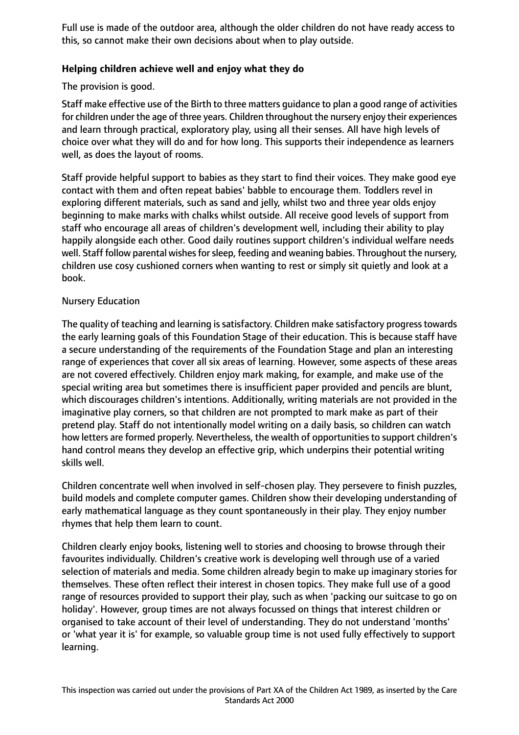Full use is made of the outdoor area, although the older children do not have ready access to this, so cannot make their own decisions about when to play outside.

**Helping children achieve well and enjoy what they do**

The provision is good.

Staff make effective use of the Birth to three matters guidance to plan a good range of activities for children under the age of three years. Children throughout the nursery enjoy their experiences and learn through practical, exploratory play, using all their senses. All have high levels of choice over what they will do and for how long. This supports their independence as learners well, as does the layout of rooms.

Staff provide helpful support to babies as they start to find their voices. They make good eye contact with them and often repeat babies' babble to encourage them. Toddlers revel in exploring different materials, such as sand and jelly, whilst two and three year olds enjoy beginning to make marks with chalks whilst outside. All receive good levels of support from staff who encourage all areas of children's development well, including their ability to play happily alongside each other. Good daily routines support children's individual welfare needs well. Staff follow parental wishes for sleep, feeding and weaning babies. Throughout the nursery, children use cosy cushioned corners when wanting to rest or simply sit quietly and look at a book.

Nursery Education

The quality of teaching and learning is satisfactory. Children make satisfactory progress towards the early learning goals of this Foundation Stage of their education. This is because staff have a secure understanding of the requirements of the Foundation Stage and plan an interesting range of experiences that cover all six areas of learning. However, some aspects of these areas are not covered effectively. Children enjoy mark making, for example, and make use of the special writing area but sometimes there is insufficient paper provided and pencils are blunt, which discourages children's intentions. Additionally, writing materials are not provided in the imaginative play corners, so that children are not prompted to mark make as part of their pretend play. Staff do not intentionally model writing on a daily basis, so children can watch how letters are formed properly. Nevertheless, the wealth of opportunities to support children's hand control means they develop an effective grip, which underpins their potential writing skills well.

Children concentrate well when involved in self-chosen play. They persevere to finish puzzles, build models and complete computer games. Children show their developing understanding of early mathematical language as they count spontaneously in their play. They enjoy number rhymes that help them learn to count.

Children clearly enjoy books, listening well to stories and choosing to browse through their favourites individually. Children's creative work is developing well through use of a varied selection of materials and media. Some children already begin to make up imaginary stories for themselves. These often reflect their interest in chosen topics. They make full use of a good range of resources provided to support their play, such as when 'packing our suitcase to go on holiday'. However, group times are not always focussed on things that interest children or organised to take account of their level of understanding. They do not understand 'months' or 'what year it is' for example, so valuable group time is not used fully effectively to support learning.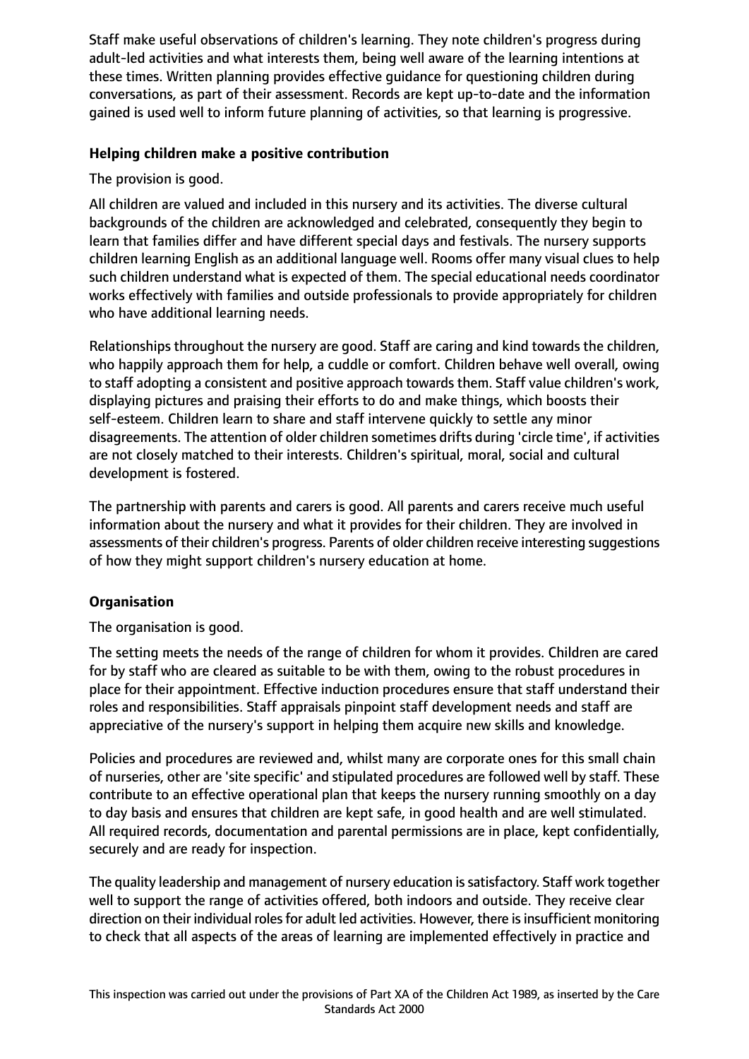Staff make useful observations of children's learning. They note children's progress during adult-led activities and what interests them, being well aware of the learning intentions at these times. Written planning provides effective guidance for questioning children during conversations, as part of their assessment. Records are kept up-to-date and the information gained is used well to inform future planning of activities, so that learning is progressive.

### Helping children make a positive contribution

The provision is good.

All children are valued and included in this nursery and its activities. The diverse cultural backgrounds of the children are acknowledged and celebrated, consequently they begin to learn that families differ and have different special days and festivals. The nursery supports children learning English as an additional language well. Rooms offer many visual clues to help such children understand what is expected of them. The special educational needs coordinator works effectively with families and outside professionals to provide appropriately for children who have additional learning needs.

Relationships throughout the nursery are good. Staff are caring and kind towards the children, who happily approach them for help, a cuddle or comfort. Children behave well overall, owing to staff adopting a consistent and positive approach towards them. Staff value children's work, displaying pictures and praising their efforts to do and make things, which boosts their self-esteem. Children learn to share and staff intervene quickly to settle any minor disagreements. The attention of older children sometimes drifts during 'circle time', if activities are not closely matched to their interests. Children's spiritual, moral, social and cultural development is fostered.

The partnership with parents and carers is good. All parents and carers receive much useful information about the nursery and what it provides for their children. They are involved in assessments of their children's progress. Parents of older children receive interesting suggestions of how they might support children's nursery education at home.

### Organisation

The organisation is good.

The setting meets the needs of the range of children for whom it provides. Children are cared for by staff who are cleared as suitable to be with them, owing to the robust procedures in place for their appointment. Effective induction procedures ensure that staff understand their roles and responsibilities. Staff appraisals pinpoint staff development needs and staff are appreciative of the nursery's support in helping them acquire new skills and knowledge.

Policies and procedures are reviewed and, whilst many are corporate ones for this small chain of nurseries, other are 'site specific' and stipulated procedures are followed well by staff. These contribute to an effective operational plan that keeps the nursery running smoothly on a day to day basis and ensures that children are kept safe, in good health and are well stimulated. All required records, documentation and parental permissions are in place, kept confidentially, securely and are ready for inspection.

The quality leadership and management of nursery education is satisfactory. Staff work together well to support the range of activities offered, both indoors and outside. They receive clear direction on their individual roles for adult led activities. However, there is insufficient monitoring to check that all aspects of the areas of learning are implemented effectively in practice and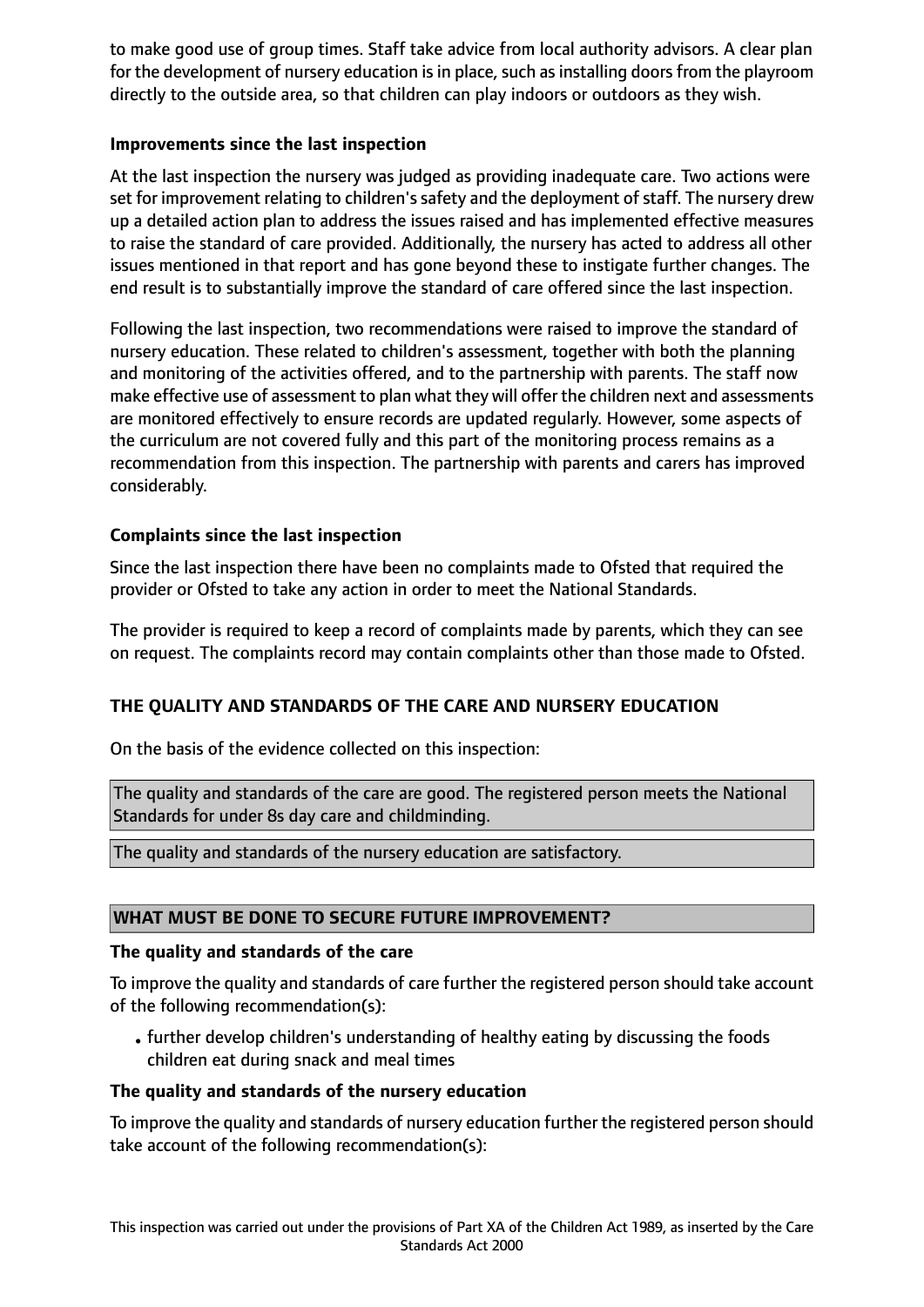to make good use of group times. Staff take advice from local authority advisors. A clear plan for the development of nursery education is in place, such as installing doors from the playroom directly to the outside area, so that children can play indoors or outdoors as they wish.

**Improvements since the last inspection**

At the last inspection the nursery was judged as providing inadequate care. Two actions were set for improvement relating to children's safety and the deployment of staff. The nursery drew up a detailed action plan to address the issues raised and has implemented effective measures to raise the standard of care provided. Additionally, the nursery has acted to address all other issues mentioned in that report and has gone beyond these to instigate further changes. The end result is to substantially improve the standard of care offered since the last inspection.

Following the last inspection, two recommendations were raised to improve the standard of nursery education. These related to children's assessment, together with both the planning and monitoring of the activities offered, and to the partnership with parents. The staff now make effective use of assessment to plan what they will offer the children next and assessments are monitored effectively to ensure records are updated regularly. However, some aspects of the curriculum are not covered fully and this part of the monitoring process remains as a recommendation from this inspection. The partnership with parents and carers has improved considerably.

**Complaints since the last inspection**

Since the last inspection there have been no complaints made to Ofsted that required the provider or Ofsted to take any action in order to meet the National Standards.

The provider is required to keep a record of complaints made by parents, which they can see on request. The complaints record may contain complaints other than those made to Ofsted.

**THE QUALITY AND STANDARDS OF THE CARE AND NURSERY EDUCATION**

On the basis of the evidence collected on this inspection:

The quality and standards of the care are good. The registered person meets the National Standards for under 8s day care and childminding.

The quality and standards of the nursery education are satisfactory.

**WHAT MUST BE DONE TO SECURE FUTURE IMPROVEMENT?**

**The quality and standards of the care**

To improve the quality and standards of care further the registered person should take account of the following recommendation(s):

- further develop children's understanding of healthy eating by discussing the foods children eat during snack and meal times

**The quality and standards of the nursery education**

To improve the quality and standards of nursery education further the registered person should take account of the following recommendation(s):

This inspection was carried out under the provisions of Part XA of the Children Act 1989, as inserted by the Care Standards Act 2000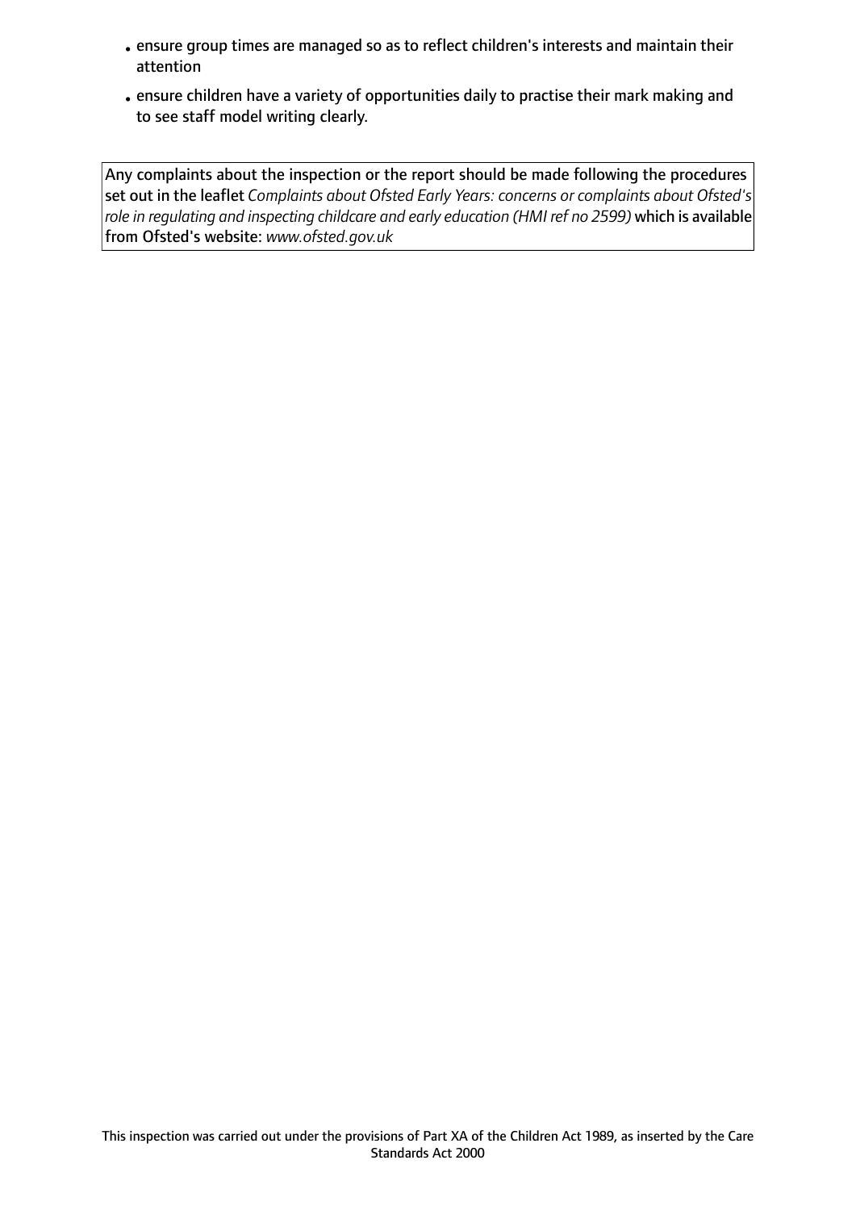- ensure group times are managed so as to reflect children's interests and maintain their attention
- ensure children have a variety of opportunities daily to practise their mark making and to see staff model writing clearly.

Any complaints about the inspection or the report should be made following the procedures set out in the leaflet *Complaints about Ofsted Early Years: concerns or complaints about Ofsted's role in regulating and inspecting childcare and early education (HMI ref no 2599)* which is available from Ofsted's website: *www.ofsted.gov.uk*

This inspection was carried out under the provisions of Part XA of the Children Act 1989, as inserted by the Care Standards Act 2000